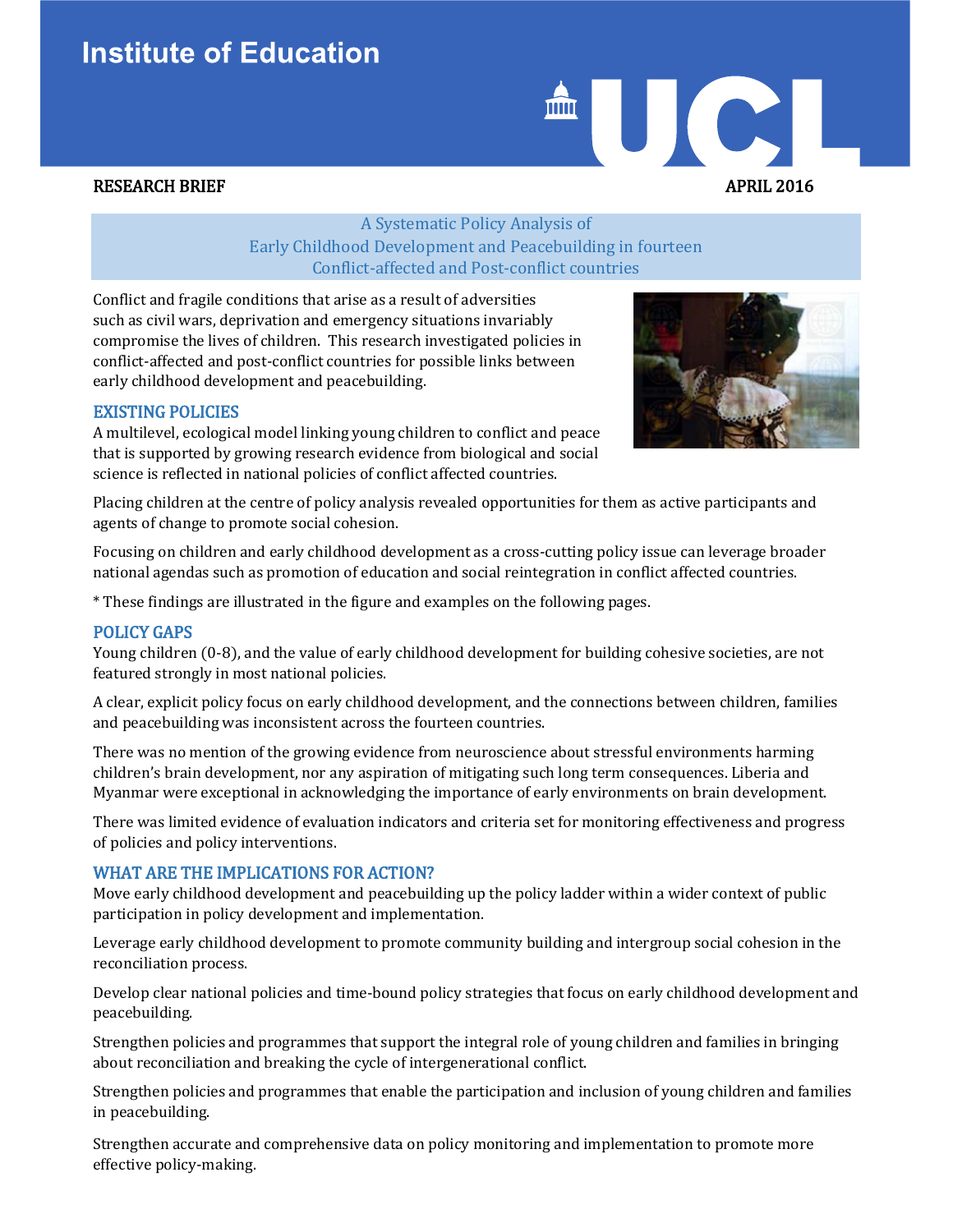Institute of Education

RESEARCH BRIEF

APRIL 2016

# A Systematic Policy Analysis of Early Childhood Development and Peacebuilding in fourteen Conflict-affected and Post-conflict countries

Conflict and fragile conditions that arise as a result of adversities such as civil wars, deprivation and emergency situations invariably compromise the lives of children. This research investigated policies in conflict-affected and post-conflict countries for possible links between early childhood development and peacebuilding.

## EXISTING POLICIES

A multilevel, ecological model linking young children to conflict and peace that is supported by growing research evidence from biological and social science is reflected in national policies of conflict affected countries.

Placing children at the centre of policy analysis revealed opportunities for them as active participants and agents of change to promote social cohesion.

Focusing on children and early childhood development as a cross-cutting policy issue can leverage broader national agendas such as promotion of education and social reintegration in conflict affected countries.

* These findings are illustrated in the figure and examples on the following pages.

## POLICY GAPS

Young children (0-8), and the value of early childhood development for building cohesive societies, are not featured strongly in most national policies.

A clear, explicit policy focus on early childhood development, and the connections between children, families and peacebuilding was inconsistent across the fourteen countries.

There was no mention of the growing evidence from neuroscience about stressful environments harming children's brain development, nor any aspiration of mitigating such long term consequences. Liberia and Myanmar were exceptional in acknowledging the importance of early environments on brain development.

There was limited evidence of evaluation indicators and criteria set for monitoring effectiveness and progress of policies and policy interventions.

## WHAT ARE THE IMPLICATIONS FOR ACTION?

Move early childhood development and peacebuilding up the policy ladder within a wider context of public participation in policy development and implementation.

Leverage early childhood development to promote community building and intergroup social cohesion in the reconciliation process.

Develop clear national policies and time-bound policy strategies that focus on early childhood development and peacebuilding.

Strengthen policies and programmes that support the integral role of young children and families in bringing about reconciliation and breaking the cycle of intergenerational conflict.

Strengthen policies and programmes that enable the participation and inclusion of young children and families in peacebuilding.

Strengthen accurate and comprehensive data on policy monitoring and implementation to promote more effective policy-making.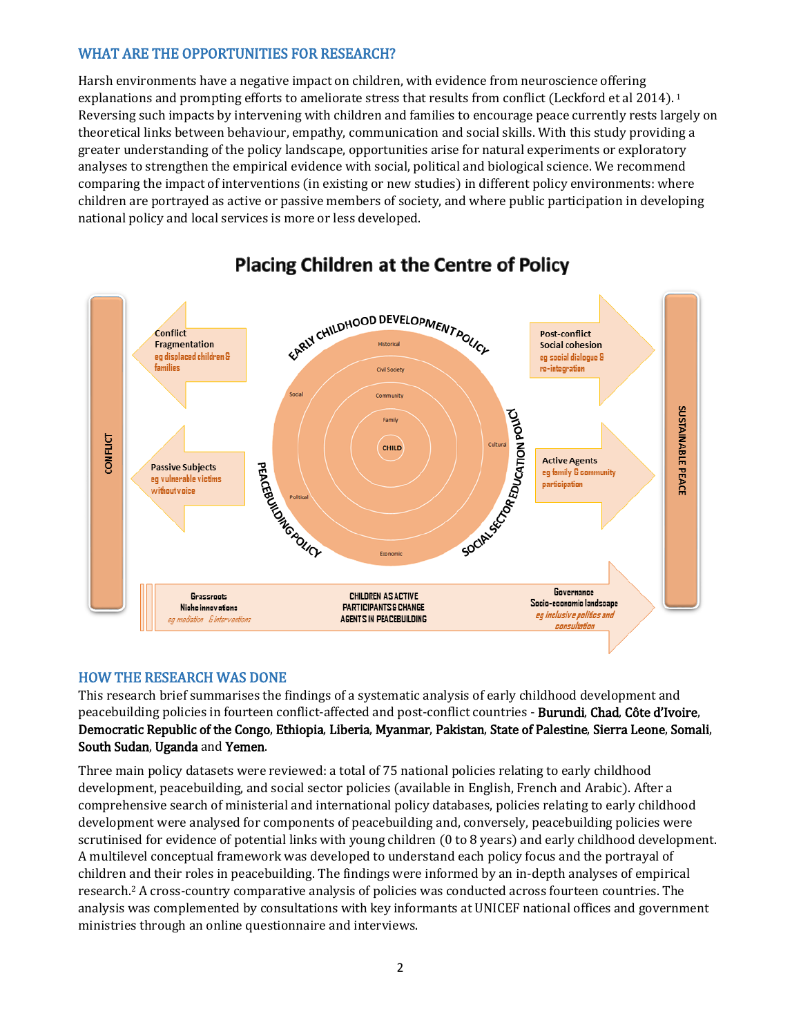## WHAT ARE THE OPPORTUNITIES FOR RESEARCH?

Harsh environments have a negative impact on children, with evidence from neuroscience offering explanations and prompting efforts to ameliorate stress that results from conflict (Leckford et al 2014).[1] Reversing such impacts by intervening with children and families to encourage peace currently rests largely on theoretical links between behaviour, empathy, communication and social skills. With this study providing a greater understanding of the policy landscape, opportunities arise for natural experiments or exploratory analyses to strengthen the empirical evidence with social, political and biological science. We recommend comparing the impact of interventions (in existing or new studies) in different policy environments: where children are portrayed as active or passive members of society, and where public participation in developing national policy and local services is more or less developed.

### Placing Children at the Centre of Policy

CONFLICT

Conflict Fragmentation
eg displaced children & families

Passive Subjects
eg vulnerable victims without voice

EARLY CHILDHOOD DEVELOPMENT POLICY

SOCIAL SECTOR EDUCATION POLICY

PEACEBUILDING POLICY

CHILD — Family — Community — Civil Society — Historical — Social — Political — Economic — Cultural

Post-conflict Social cohesion
eg social dialogue & re-integration

Active Agents
eg family & community participation

SUSTAINABLE PEACE

Grassroots Niche innovations
eg mediation & interventions

CHILDREN AS ACTIVE PARTICIPANTS & CHANGE AGENTS IN PEACEBUILDING

Governance Socio-economic landscape
eg inclusive politics and consultation

## HOW THE RESEARCH WAS DONE

This research brief summarises the findings of a systematic analysis of early childhood development and peacebuilding policies in fourteen conflict-affected and post-conflict countries - **Burundi**, **Chad**, **Côte d'Ivoire**, **Democratic Republic of the Congo**, **Ethiopia**, **Liberia**, **Myanmar**, **Pakistan**, **State of Palestine**, **Sierra Leone**, **Somali**, **South Sudan**, **Uganda** and **Yemen**.

Three main policy datasets were reviewed: a total of 75 national policies relating to early childhood development, peacebuilding, and social sector policies (available in English, French and Arabic). After a comprehensive search of ministerial and international policy databases, policies relating to early childhood development were analysed for components of peacebuilding and, conversely, peacebuilding policies were scrutinised for evidence of potential links with young children (0 to 8 years) and early childhood development. A multilevel conceptual framework was developed to understand each policy focus and the portrayal of children and their roles in peacebuilding. The findings were informed by an in-depth analyses of empirical research.[2] A cross-country comparative analysis of policies was conducted across fourteen countries. The analysis was complemented by consultations with key informants at UNICEF national offices and government ministries through an online questionnaire and interviews.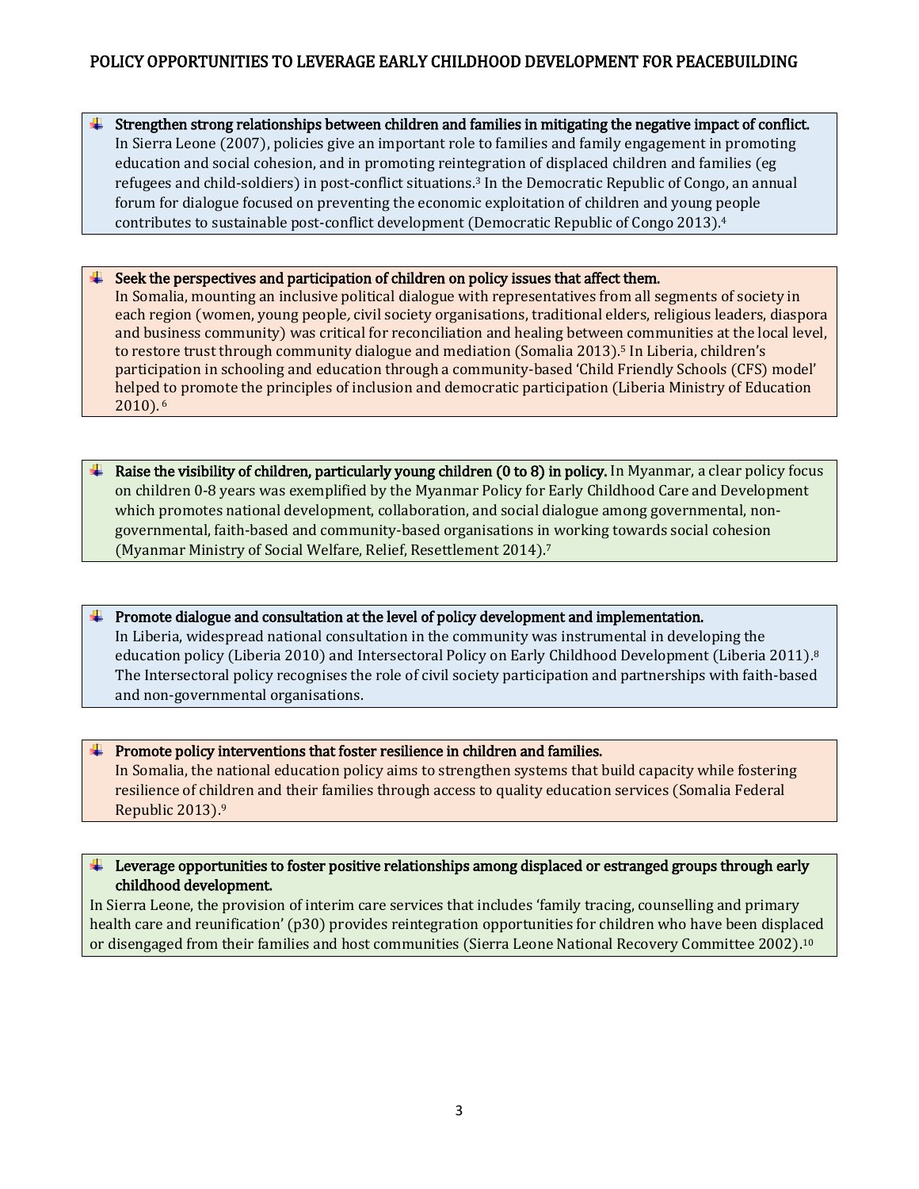## POLICY OPPORTUNITIES TO LEVERAGE EARLY CHILDHOOD DEVELOPMENT FOR PEACEBUILDING

- **Strengthen strong relationships between children and families in mitigating the negative impact of conflict.** In Sierra Leone (2007), policies give an important role to families and family engagement in promoting education and social cohesion, and in promoting reintegration of displaced children and families (eg refugees and child-soldiers) in post-conflict situations.[3] In the Democratic Republic of Congo, an annual forum for dialogue focused on preventing the economic exploitation of children and young people contributes to sustainable post-conflict development (Democratic Republic of Congo 2013).[4]

- **Seek the perspectives and participation of children on policy issues that affect them.** In Somalia, mounting an inclusive political dialogue with representatives from all segments of society in each region (women, young people, civil society organisations, traditional elders, religious leaders, diaspora and business community) was critical for reconciliation and healing between communities at the local level, to restore trust through community dialogue and mediation (Somalia 2013).[5] In Liberia, children's participation in schooling and education through a community-based 'Child Friendly Schools (CFS) model' helped to promote the principles of inclusion and democratic participation (Liberia Ministry of Education 2010).[6]

- **Raise the visibility of children, particularly young children (0 to 8) in policy.** In Myanmar, a clear policy focus on children 0-8 years was exemplified by the Myanmar Policy for Early Childhood Care and Development which promotes national development, collaboration, and social dialogue among governmental, non-governmental, faith-based and community-based organisations in working towards social cohesion (Myanmar Ministry of Social Welfare, Relief, Resettlement 2014).[7]

- **Promote dialogue and consultation at the level of policy development and implementation.** In Liberia, widespread national consultation in the community was instrumental in developing the education policy (Liberia 2010) and Intersectoral Policy on Early Childhood Development (Liberia 2011).[8] The Intersectoral policy recognises the role of civil society participation and partnerships with faith-based and non-governmental organisations.

- **Promote policy interventions that foster resilience in children and families.** In Somalia, the national education policy aims to strengthen systems that build capacity while fostering resilience of children and their families through access to quality education services (Somalia Federal Republic 2013).[9]

- **Leverage opportunities to foster positive relationships among displaced or estranged groups through early childhood development.** In Sierra Leone, the provision of interim care services that includes 'family tracing, counselling and primary health care and reunification' (p30) provides reintegration opportunities for children who have been displaced or disengaged from their families and host communities (Sierra Leone National Recovery Committee 2002).[10]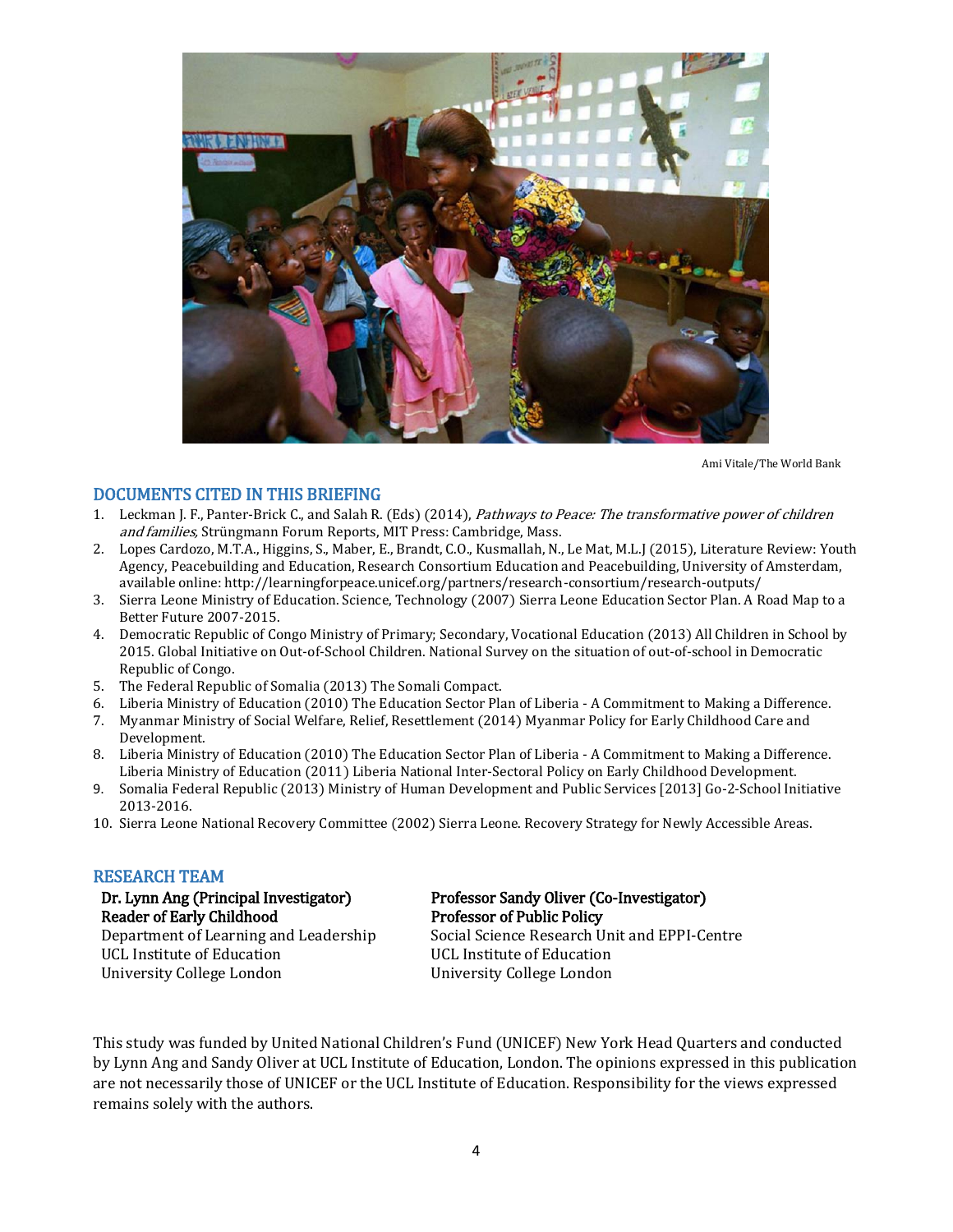Ami Vitale/The World Bank

## DOCUMENTS CITED IN THIS BRIEFING

1. Leckman J. F., Panter-Brick C., and Salah R. (Eds) (2014), *Pathways to Peace: The transformative power of children and families,* Strüngmann Forum Reports, MIT Press: Cambridge, Mass.
2. Lopes Cardozo, M.T.A., Higgins, S., Maber, E., Brandt, C.O., Kusmallah, N., Le Mat, M.L.J (2015), Literature Review: Youth Agency, Peacebuilding and Education, Research Consortium Education and Peacebuilding, University of Amsterdam, available online: http://learningforpeace.unicef.org/partners/research-consortium/research-outputs/
3. Sierra Leone Ministry of Education. Science, Technology (2007) Sierra Leone Education Sector Plan. A Road Map to a Better Future 2007-2015.
4. Democratic Republic of Congo Ministry of Primary; Secondary, Vocational Education (2013) All Children in School by 2015. Global Initiative on Out-of-School Children. National Survey on the situation of out-of-school in Democratic Republic of Congo.
5. The Federal Republic of Somalia (2013) The Somali Compact.
6. Liberia Ministry of Education (2010) The Education Sector Plan of Liberia - A Commitment to Making a Difference.
7. Myanmar Ministry of Social Welfare, Relief, Resettlement (2014) Myanmar Policy for Early Childhood Care and Development.
8. Liberia Ministry of Education (2010) The Education Sector Plan of Liberia - A Commitment to Making a Difference. Liberia Ministry of Education (2011) Liberia National Inter-Sectoral Policy on Early Childhood Development.
9. Somalia Federal Republic (2013) Ministry of Human Development and Public Services [2013] Go-2-School Initiative 2013-2016.
10. Sierra Leone National Recovery Committee (2002) Sierra Leone. Recovery Strategy for Newly Accessible Areas.

## RESEARCH TEAM

**Dr. Lynn Ang (Principal Investigator)**
**Reader of Early Childhood**
Department of Learning and Leadership
UCL Institute of Education
University College London

**Professor Sandy Oliver (Co-Investigator)**
**Professor of Public Policy**
Social Science Research Unit and EPPI-Centre
UCL Institute of Education
University College London

This study was funded by United National Children's Fund (UNICEF) New York Head Quarters and conducted by Lynn Ang and Sandy Oliver at UCL Institute of Education, London. The opinions expressed in this publication are not necessarily those of UNICEF or the UCL Institute of Education. Responsibility for the views expressed remains solely with the authors.